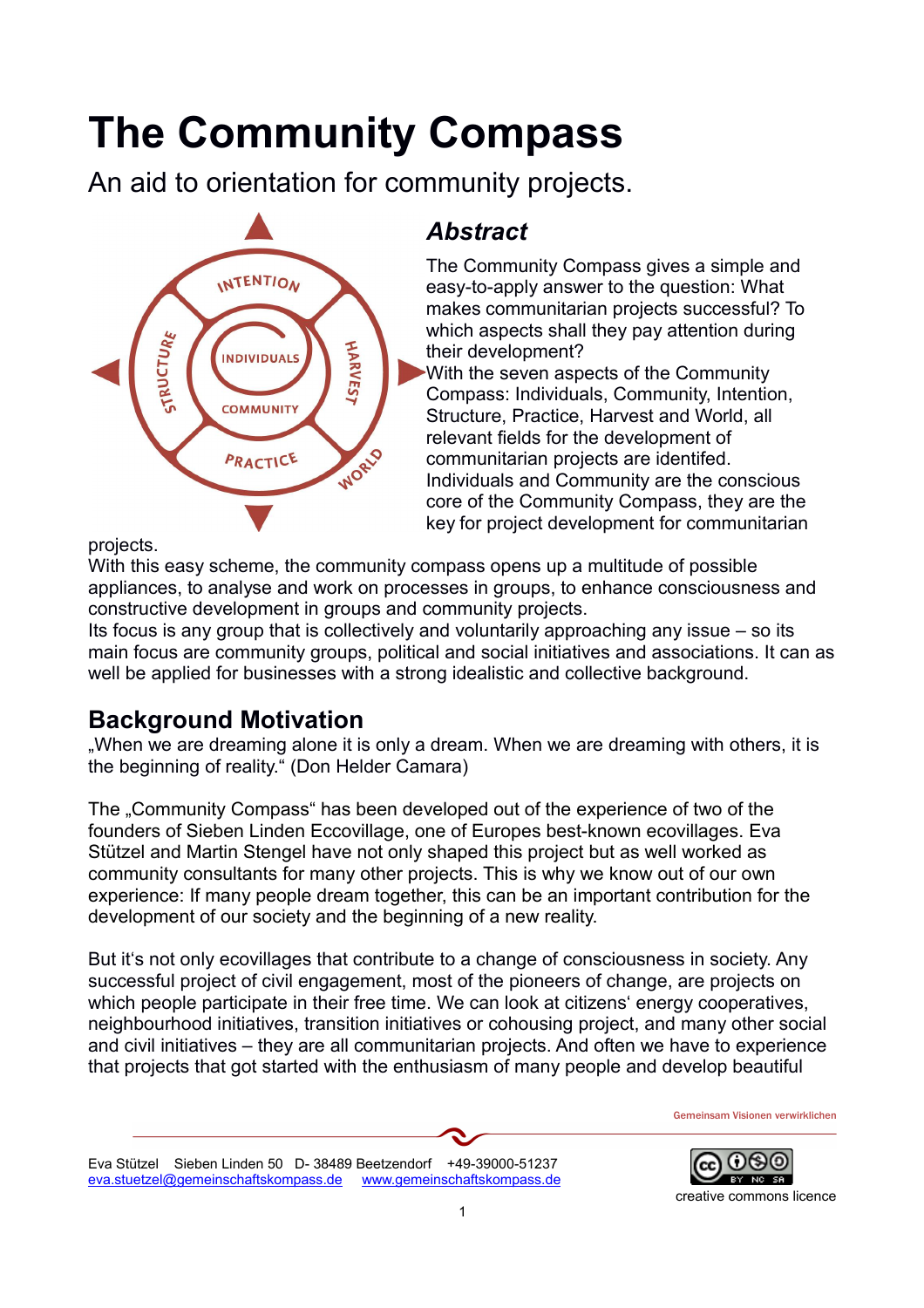# The Community Compass

An aid to orientation for community projects.

## *Abstract*

The Community Compass gives a simple and easy-to-apply answer to the question: What makes communitarian projects successful? To which aspects shall they pay attention during their development?
With the seven aspects of the Community Compass: Individuals, Community, Intention, Structure, Practice, Harvest and World, all relevant fields for the development of communitarian projects are identifed.
Individuals and Community are the conscious core of the Community Compass, they are the key for project development for communitarian projects.
With this easy scheme, the community compass opens up a multitude of possible appliances, to analyse and work on processes in groups, to enhance consciousness and constructive development in groups and community projects.
Its focus is any group that is collectively and voluntarily approaching any issue – so its main focus are community groups, political and social initiatives and associations. It can as well be applied for businesses with a strong idealistic and collective background.

## Background Motivation

„When we are dreaming alone it is only a dream. When we are dreaming with others, it is the beginning of reality.“ (Don Helder Camara)

The „Community Compass“ has been developed out of the experience of two of the founders of Sieben Linden Eccovillage, one of Europes best-known ecovillages. Eva Stützel and Martin Stengel have not only shaped this project but as well worked as community consultants for many other projects. This is why we know out of our own experience: If many people dream together, this can be an important contribution for the development of our society and the beginning of a new reality.

But it's not only ecovillages that contribute to a change of consciousness in society. Any successful project of civil engagement, most of the pioneers of change, are projects on which people participate in their free time. We can look at citizens' energy cooperatives, neighbourhood initiatives, transition initiatives or cohousing project, and many other social and civil initiatives – they are all communitarian projects. And often we have to experience that projects that got started with the enthusiasm of many people and develop beautiful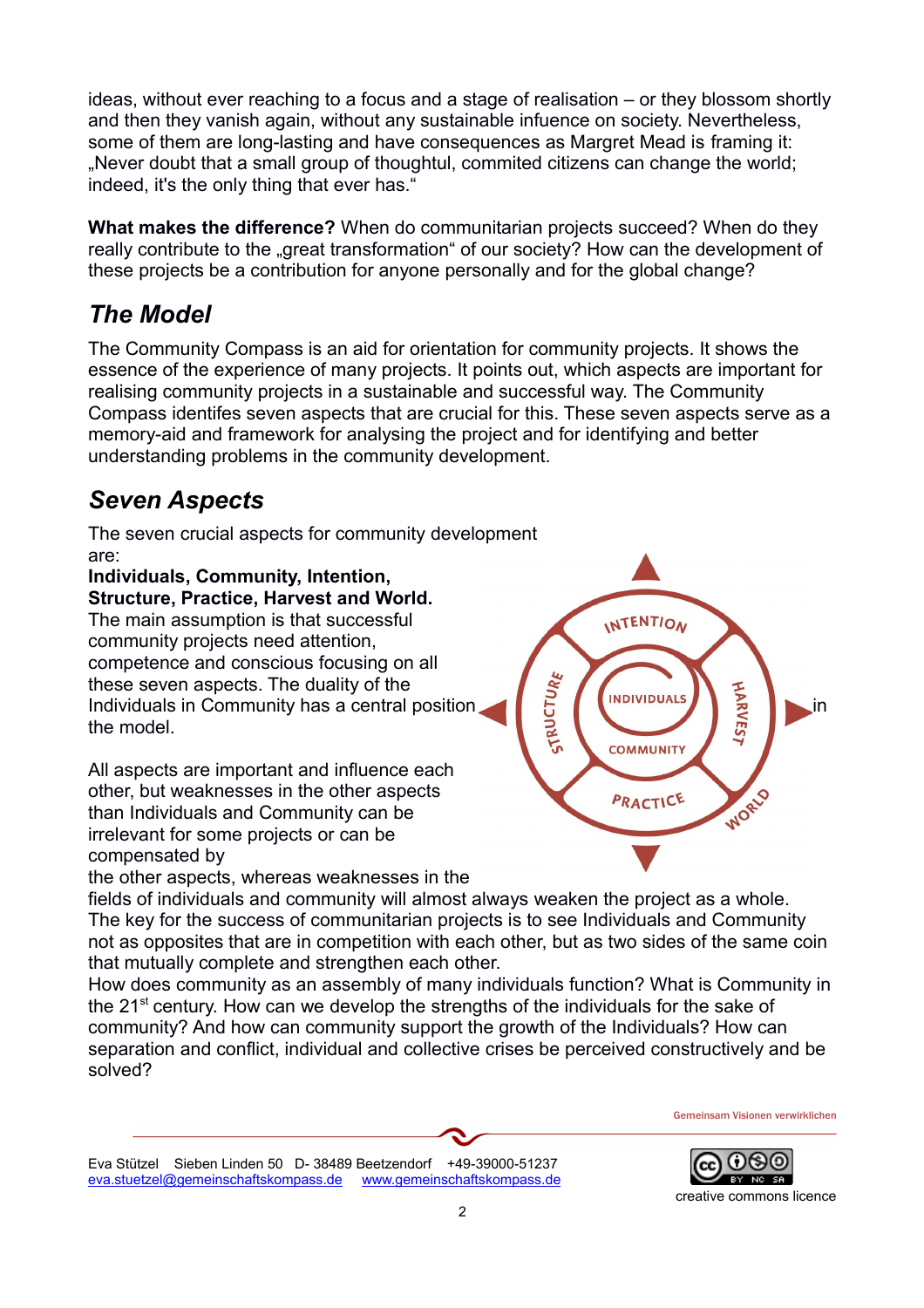ideas, without ever reaching to a focus and a stage of realisation – or they blossom shortly and then they vanish again, without any sustainable infuence on society. Nevertheless, some of them are long-lasting and have consequences as Margret Mead is framing it: „Never doubt that a small group of thoughtul, commited citizens can change the world; indeed, it's the only thing that ever has.“

**What makes the difference?** When do communitarian projects succeed? When do they really contribute to the „great transformation“ of our society? How can the development of these projects be a contribution for anyone personally and for the global change?

## *The Model*

The Community Compass is an aid for orientation for community projects. It shows the essence of the experience of many projects. It points out, which aspects are important for realising community projects in a sustainable and successful way. The Community Compass identifes seven aspects that are crucial for this. These seven aspects serve as a memory-aid and framework for analysing the project and for identifying and better understanding problems in the community development.

## *Seven Aspects*

The seven crucial aspects for community development are:
**Individuals, Community, Intention, Structure, Practice, Harvest and World.**
The main assumption is that successful community projects need attention, competence and conscious focusing on all these seven aspects. The duality of the Individuals in Community has a central position in the model.

INTENTION
STRUCTURE
INDIVIDUALS
COMMUNITY
HARVEST
PRACTICE
WORLD

All aspects are important and influence each other, but weaknesses in the other aspects than Individuals and Community can be irrelevant for some projects or can be compensated by the other aspects, whereas weaknesses in the fields of individuals and community will almost always weaken the project as a whole. The key for the success of communitarian projects is to see Individuals and Community not as opposites that are in competition with each other, but as two sides of the same coin that mutually complete and strengthen each other.
How does community as an assembly of many individuals function? What is Community in the 21st century. How can we develop the strengths of the individuals for the sake of community? And how can community support the growth of the Individuals? How can separation and conflict, individual and collective crises be perceived constructively and be solved?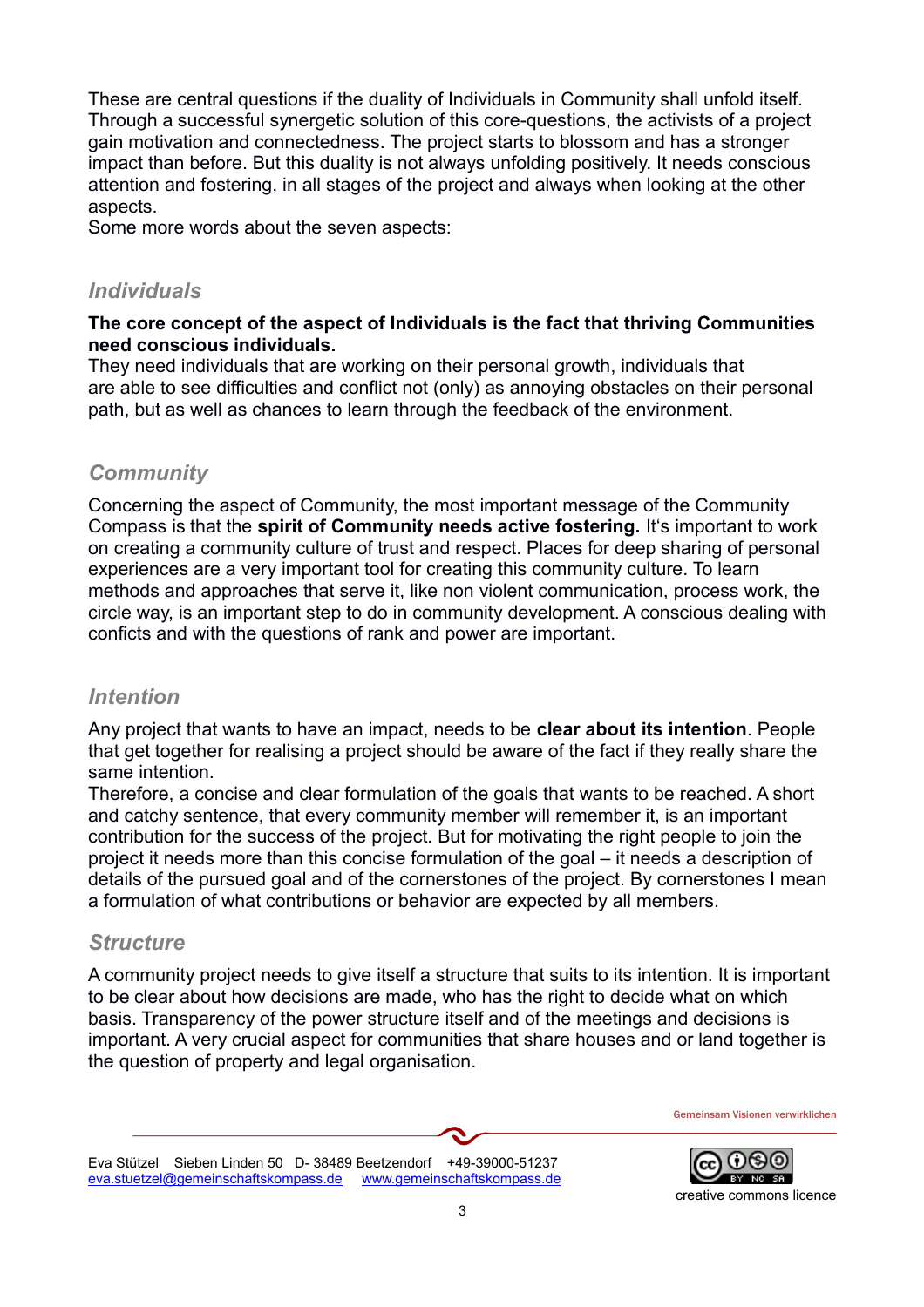These are central questions if the duality of Individuals in Community shall unfold itself. Through a successful synergetic solution of this core-questions, the activists of a project gain motivation and connectedness. The project starts to blossom and has a stronger impact than before. But this duality is not always unfolding positively. It needs conscious attention and fostering, in all stages of the project and always when looking at the other aspects.
Some more words about the seven aspects:

## *Individuals*

**The core concept of the aspect of Individuals is the fact that thriving Communities need conscious individuals.**
They need individuals that are working on their personal growth, individuals that are able to see difficulties and conflict not (only) as annoying obstacles on their personal path, but as well as chances to learn through the feedback of the environment.

## *Community*

Concerning the aspect of Community, the most important message of the Community Compass is that the **spirit of Community needs active fostering.** It's important to work on creating a community culture of trust and respect. Places for deep sharing of personal experiences are a very important tool for creating this community culture. To learn methods and approaches that serve it, like non violent communication, process work, the circle way, is an important step to do in community development. A conscious dealing with conficts and with the questions of rank and power are important.

## *Intention*

Any project that wants to have an impact, needs to be **clear about its intention**. People that get together for realising a project should be aware of the fact if they really share the same intention.
Therefore, a concise and clear formulation of the goals that wants to be reached. A short and catchy sentence, that every community member will remember it, is an important contribution for the success of the project. But for motivating the right people to join the project it needs more than this concise formulation of the goal – it needs a description of details of the pursued goal and of the cornerstones of the project. By cornerstones I mean a formulation of what contributions or behavior are expected by all members.

## *Structure*

A community project needs to give itself a structure that suits to its intention. It is important to be clear about how decisions are made, who has the right to decide what on which basis. Transparency of the power structure itself and of the meetings and decisions is important. A very crucial aspect for communities that share houses and or land together is the question of property and legal organisation.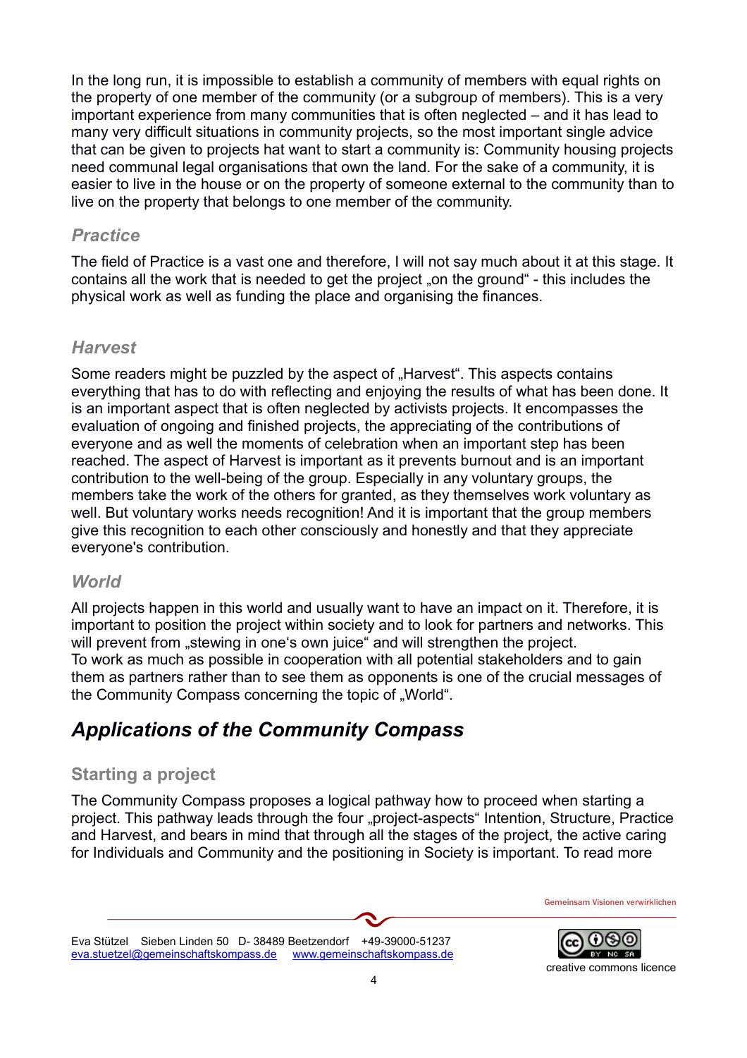In the long run, it is impossible to establish a community of members with equal rights on the property of one member of the community (or a subgroup of members). This is a very important experience from many communities that is often neglected – and it has lead to many very difficult situations in community projects, so the most important single advice that can be given to projects hat want to start a community is: Community housing projects need communal legal organisations that own the land. For the sake of a community, it is easier to live in the house or on the property of someone external to the community than to live on the property that belongs to one member of the community.

### *Practice*

The field of Practice is a vast one and therefore, I will not say much about it at this stage. It contains all the work that is needed to get the project „on the ground" - this includes the physical work as well as funding the place and organising the finances.

### *Harvest*

Some readers might be puzzled by the aspect of „Harvest". This aspects contains everything that has to do with reflecting and enjoying the results of what has been done. It is an important aspect that is often neglected by activists projects. It encompasses the evaluation of ongoing and finished projects, the appreciating of the contributions of everyone and as well the moments of celebration when an important step has been reached. The aspect of Harvest is important as it prevents burnout and is an important contribution to the well-being of the group. Especially in any voluntary groups, the members take the work of the others for granted, as they themselves work voluntary as well. But voluntary works needs recognition! And it is important that the group members give this recognition to each other consciously and honestly and that they appreciate everyone's contribution.

### *World*

All projects happen in this world and usually want to have an impact on it. Therefore, it is important to position the project within society and to look for partners and networks. This will prevent from „stewing in one's own juice" and will strengthen the project.
To work as much as possible in cooperation with all potential stakeholders and to gain them as partners rather than to see them as opponents is one of the crucial messages of the Community Compass concerning the topic of „World".

## *Applications of the Community Compass*

### Starting a project

The Community Compass proposes a logical pathway how to proceed when starting a project. This pathway leads through the four „project-aspects" Intention, Structure, Practice and Harvest, and bears in mind that through all the stages of the project, the active caring for Individuals and Community and the positioning in Society is important. To read more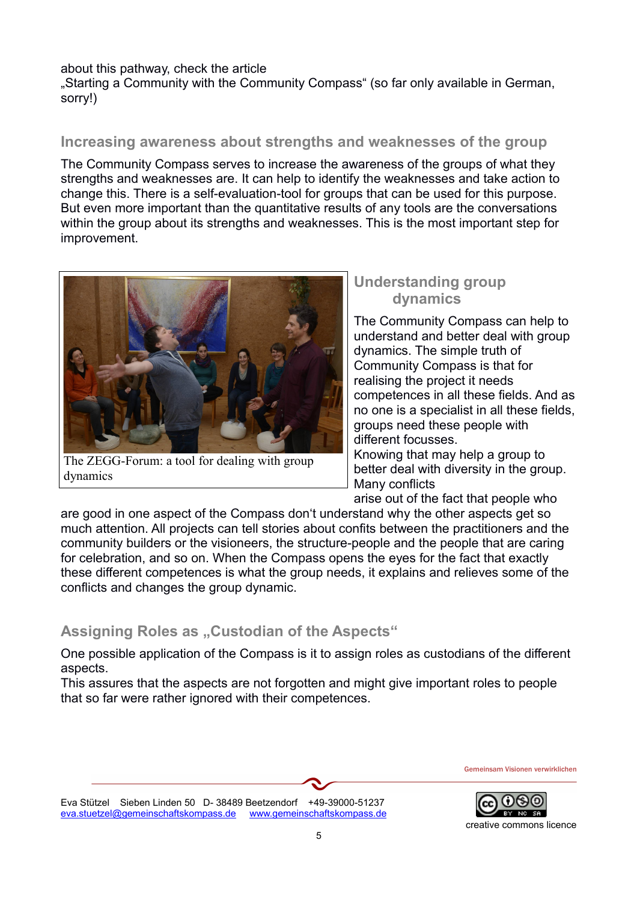about this pathway, check the article
„Starting a Community with the Community Compass“ (so far only available in German, sorry!)

## Increasing awareness about strengths and weaknesses of the group

The Community Compass serves to increase the awareness of the groups of what they strengths and weaknesses are. It can help to identify the weaknesses and take action to change this. There is a self-evaluation-tool for groups that can be used for this purpose. But even more important than the quantitative results of any tools are the conversations within the group about its strengths and weaknesses. This is the most important step for improvement.

The ZEGG-Forum: a tool for dealing with group dynamics

## Understanding group dynamics

The Community Compass can help to understand and better deal with group dynamics. The simple truth of Community Compass is that for realising the project it needs competences in all these fields. And as no one is a specialist in all these fields, groups need these people with different focusses.
Knowing that may help a group to better deal with diversity in the group. Many conflicts arise out of the fact that people who are good in one aspect of the Compass don‘t understand why the other aspects get so much attention. All projects can tell stories about confits between the practitioners and the community builders or the visioneers, the structure-people and the people that are caring for celebration, and so on. When the Compass opens the eyes for the fact that exactly these different competences is what the group needs, it explains and relieves some of the conflicts and changes the group dynamic.

## Assigning Roles as „Custodian of the Aspects“

One possible application of the Compass is it to assign roles as custodians of the different aspects.
This assures that the aspects are not forgotten and might give important roles to people that so far were rather ignored with their competences.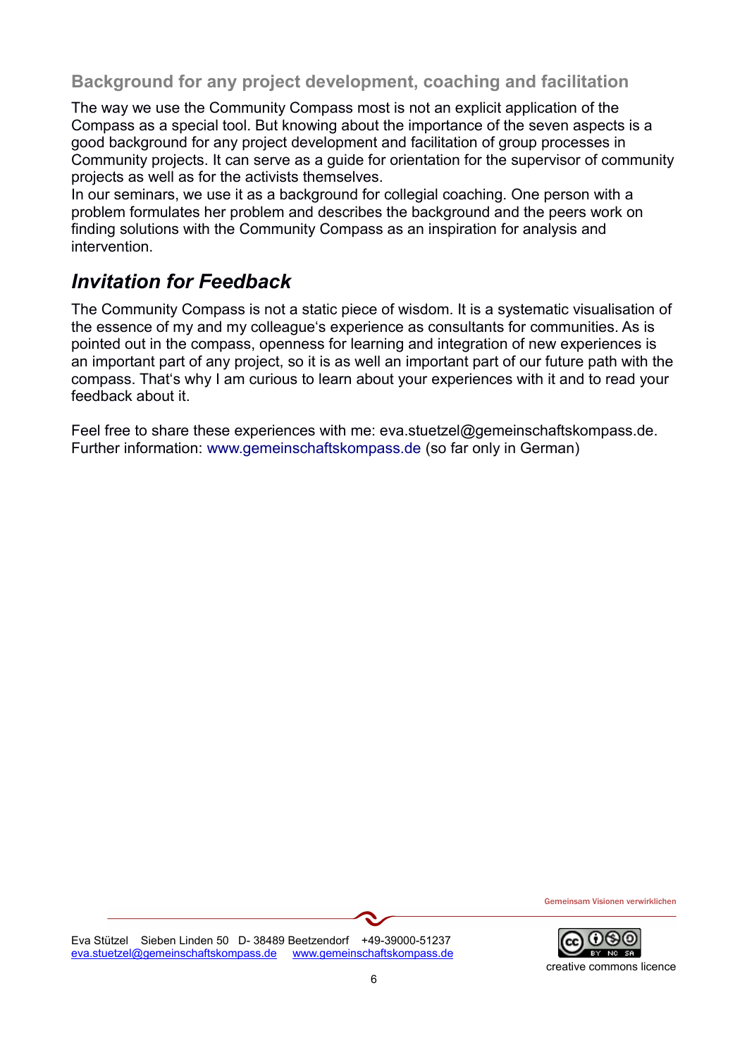### Background for any project development, coaching and facilitation

The way we use the Community Compass most is not an explicit application of the Compass as a special tool. But knowing about the importance of the seven aspects is a good background for any project development and facilitation of group processes in Community projects. It can serve as a guide for orientation for the supervisor of community projects as well as for the activists themselves.
In our seminars, we use it as a background for collegial coaching. One person with a problem formulates her problem and describes the background and the peers work on finding solutions with the Community Compass as an inspiration for analysis and intervention.

## *Invitation for Feedback*

The Community Compass is not a static piece of wisdom. It is a systematic visualisation of the essence of my and my colleague‘s experience as consultants for communities. As is pointed out in the compass, openness for learning and integration of new experiences is an important part of any project, so it is as well an important part of our future path with the compass. That‘s why I am curious to learn about your experiences with it and to read your feedback about it.

Feel free to share these experiences with me: eva.stuetzel@gemeinschaftskompass.de.
Further information: www.gemeinschaftskompass.de (so far only in German)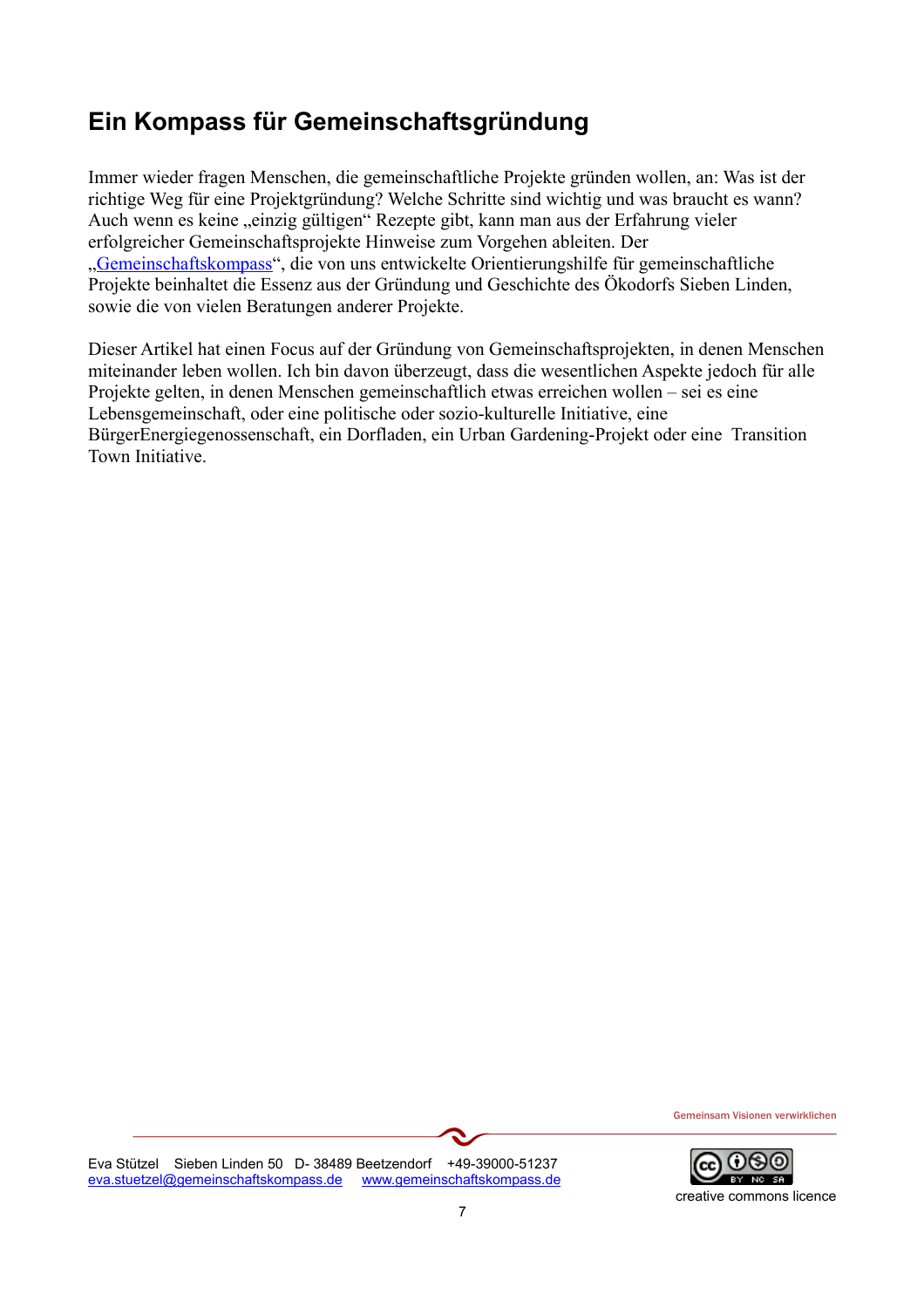# Ein Kompass für Gemeinschaftsgründung

Immer wieder fragen Menschen, die gemeinschaftliche Projekte gründen wollen, an: Was ist der richtige Weg für eine Projektgründung? Welche Schritte sind wichtig und was braucht es wann? Auch wenn es keine „einzig gültigen“ Rezepte gibt, kann man aus der Erfahrung vieler erfolgreicher Gemeinschaftsprojekte Hinweise zum Vorgehen ableiten. Der „Gemeinschaftskompass“, die von uns entwickelte Orientierungshilfe für gemeinschaftliche Projekte beinhaltet die Essenz aus der Gründung und Geschichte des Ökodorfs Sieben Linden, sowie die von vielen Beratungen anderer Projekte.

Dieser Artikel hat einen Focus auf der Gründung von Gemeinschaftsprojekten, in denen Menschen miteinander leben wollen. Ich bin davon überzeugt, dass die wesentlichen Aspekte jedoch für alle Projekte gelten, in denen Menschen gemeinschaftlich etwas erreichen wollen – sei es eine Lebensgemeinschaft, oder eine politische oder sozio-kulturelle Initiative, eine BürgerEnergiegenossenschaft, ein Dorfladen, ein Urban Gardening-Projekt oder eine Transition Town Initiative.